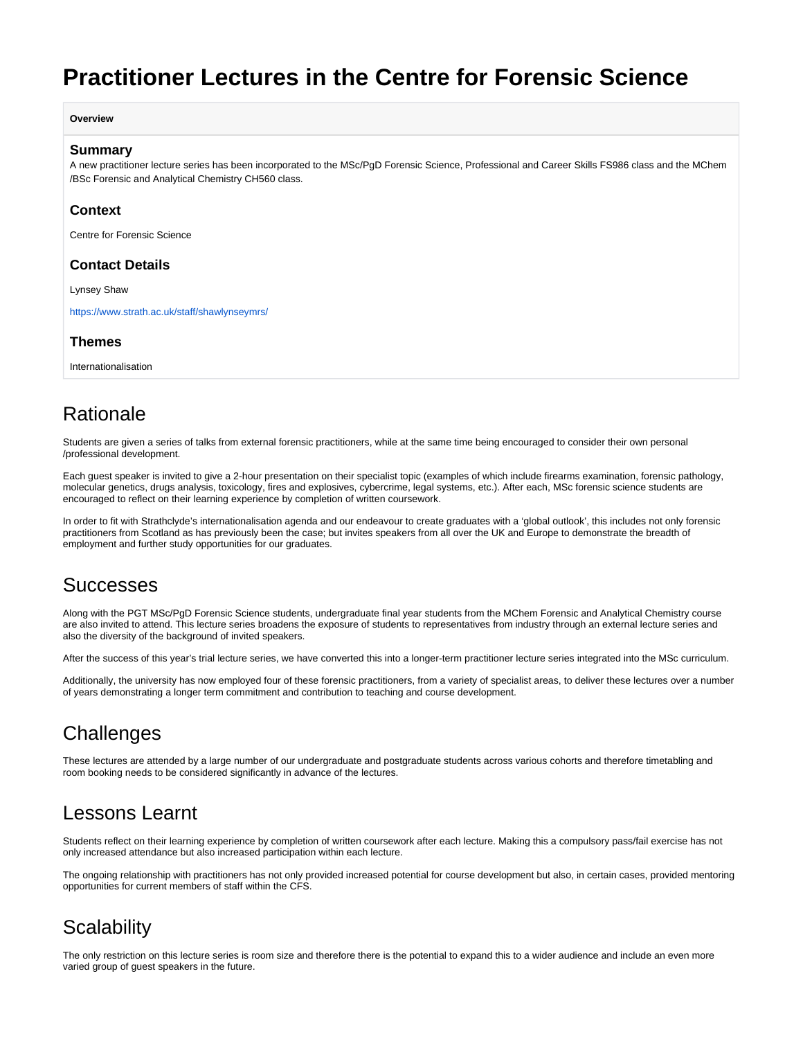# Practitioner Lectures in the Centre for Forensic Science

**Overview**

### Summary

A new practitioner lecture series has been incorporated to the MSc/PgD Forensic Science, Professional and Career Skills FS986 class and the MChem /BSc Forensic and Analytical Chemistry CH560 class.

### Context

Centre for Forensic Science

### Contact Details

Lynsey Shaw

https://www.strath.ac.uk/staff/shawlynseymrs/

### Themes

Internationalisation

## Rationale

Students are given a series of talks from external forensic practitioners, while at the same time being encouraged to consider their own personal /professional development.

Each guest speaker is invited to give a 2-hour presentation on their specialist topic (examples of which include firearms examination, forensic pathology, molecular genetics, drugs analysis, toxicology, fires and explosives, cybercrime, legal systems, etc.). After each, MSc forensic science students are encouraged to reflect on their learning experience by completion of written coursework.

In order to fit with Strathclyde's internationalisation agenda and our endeavour to create graduates with a 'global outlook', this includes not only forensic practitioners from Scotland as has previously been the case; but invites speakers from all over the UK and Europe to demonstrate the breadth of employment and further study opportunities for our graduates.

## Successes

Along with the PGT MSc/PgD Forensic Science students, undergraduate final year students from the MChem Forensic and Analytical Chemistry course are also invited to attend. This lecture series broadens the exposure of students to representatives from industry through an external lecture series and also the diversity of the background of invited speakers.

After the success of this year's trial lecture series, we have converted this into a longer-term practitioner lecture series integrated into the MSc curriculum.

Additionally, the university has now employed four of these forensic practitioners, from a variety of specialist areas, to deliver these lectures over a number of years demonstrating a longer term commitment and contribution to teaching and course development.

## Challenges

These lectures are attended by a large number of our undergraduate and postgraduate students across various cohorts and therefore timetabling and room booking needs to be considered significantly in advance of the lectures.

## Lessons Learnt

Students reflect on their learning experience by completion of written coursework after each lecture. Making this a compulsory pass/fail exercise has not only increased attendance but also increased participation within each lecture.

The ongoing relationship with practitioners has not only provided increased potential for course development but also, in certain cases, provided mentoring opportunities for current members of staff within the CFS.

## Scalability

The only restriction on this lecture series is room size and therefore there is the potential to expand this to a wider audience and include an even more varied group of guest speakers in the future.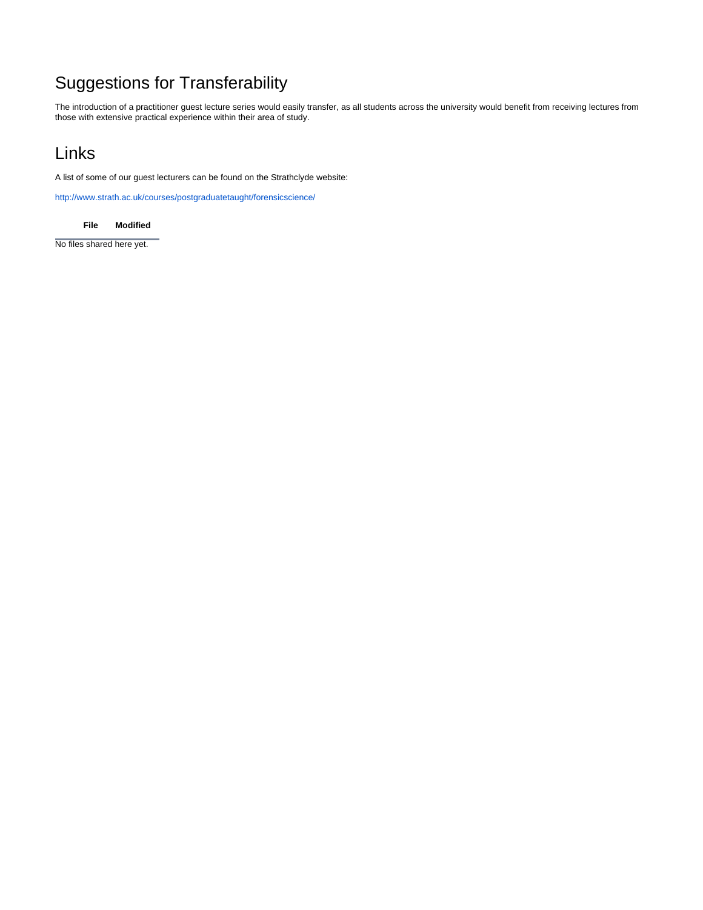## Suggestions for Transferability

The introduction of a practitioner guest lecture series would easily transfer, as all students across the university would benefit from receiving lectures from those with extensive practical experience within their area of study.

## Links

A list of some of our guest lecturers can be found on the Strathclyde website:

http://www.strath.ac.uk/courses/postgraduatetaught/forensicscience/

| File | Modified |
| --- | --- |

No files shared here yet.